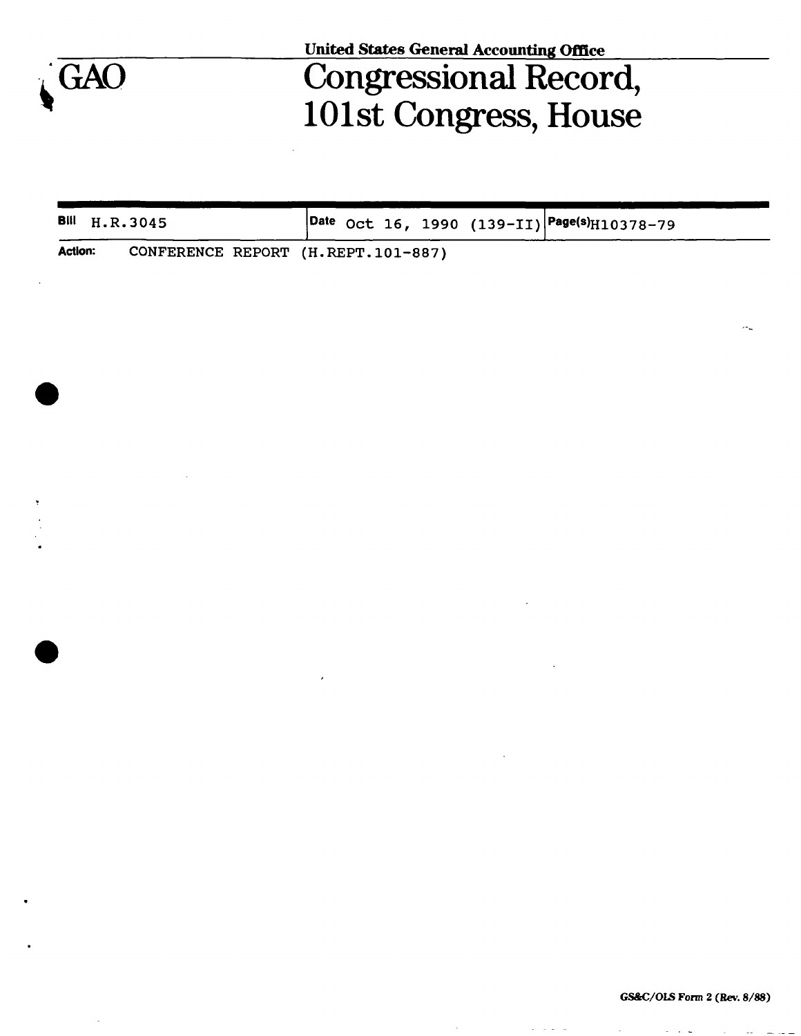United States General Accounting Office

# GAO

# Congressional Record, 101st Congress, House

| Bill H.R.3045 | Date Oct 16, 1990 (139-II) | Page(s) H10378-79 |
|---|---|---|

**Action:** CONFERENCE REPORT (H.REPT.101-887)

GS&C/OLS Form 2 (Rev. 8/88)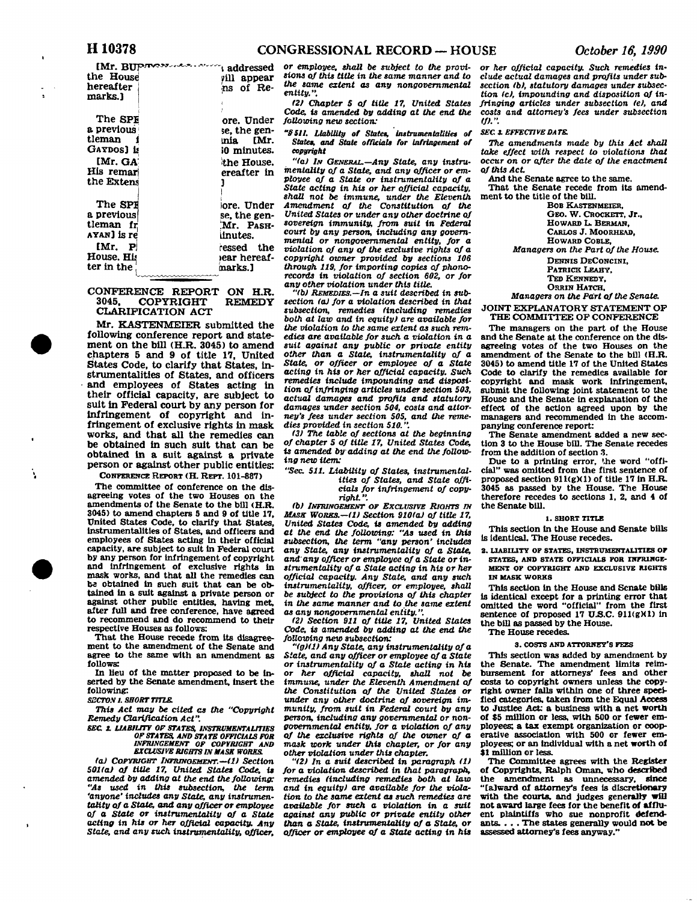[Mr. BURTON ... addressed the House. His remarks will appear hereafter in the Extensions of Remarks.]

The SPEAKER pro tempore. Under a previous order of the House, the gentleman from Pennsylvania [Mr. GAYDOS] is recognized for 60 minutes.

[Mr. GAYDOS addressed the House. His remarks will appear hereafter in the Extensions of Remarks.]

The SPEAKER pro tempore. Under a previous order of the House, the gentleman from California [Mr. PASHAYAN] is recognized for 5 minutes.

[Mr. PASHAYAN addressed the House. His remarks will appear hereafter in the Extensions of Remarks.]

## CONFERENCE REPORT ON H.R. 3045, COPYRIGHT REMEDY CLARIFICATION ACT

Mr. KASTENMEIER submitted the following conference report and statement on the bill (H.R. 3045) to amend chapters 5 and 9 of title 17, United States Code, to clarify that States, instrumentalities of States, and officers and employees of States acting in their official capacity, are subject to suit in Federal court by any person for infringement of copyright and infringement of exclusive rights in mask works, and that all the remedies can be obtained in such suit that can be obtained in a suit against a private person or against other public entities:

CONFERENCE REPORT (H. REPT. 101-887)

The committee of conference on the disagreeing votes of the two Houses on the amendments of the Senate to the bill (H.R. 3045) to amend chapters 5 and 9 of title 17, United States Code, to clarify that States, instrumentalities of States, and officers and employees of States acting in their official capacity, are subject to suit in Federal court by any person for infringement of copyright and infringement of exclusive rights in mask works, and that all the remedies can be obtained in such suit that can be obtained in a suit against a private person or against other public entities, having met, after full and free conference, have agreed to recommend and do recommend to their respective Houses as follows:

That the House recede from its disagreement to the amendment of the Senate and agree to the same with an amendment as follows:

In lieu of the matter proposed to be inserted by the Senate amendment, insert the following:

*SECTON 1. SHORT TITLE.*

*This Act may be cited as the "Copyright Remedy Clarification Act".*

*SEC. 2. LIABILITY OF STATES, INSTRUMENTALITIES OF STATES, AND STATE OFFICIALS FOR INFRINGEMENT OF COPYRIGHT AND EXCLUSIVE RIGHTS IN MASK WORKS.*

*(a) COPYRIGHT INFRINGEMENT.—(1) Section 501(a) of title 17, United States Code, is amended by adding at the end the following: "As used in this subsection, the term 'anyone' includes any State, any instrumentality of a State, and any officer or employee of a State or instrumentality of a State acting in his or her official capacity. Any State, and any such instrumentality, officer, or employee, shall be subject to the provisions of this title in the same manner and to the same extent as any nongovernmental entity.".*

*(2) Chapter 5 of title 17, United States Code, is amended by adding at the end the following new section:*

*"§ 511. Liability of States, instrumentalities of States, and State officials for infringement of copyright*

*"(a) IN GENERAL.—Any State, any instrumentality of a State, and any officer or employee of a State or instrumentality of a State acting in his or her official capacity, shall not be immune, under the Eleventh Amendment of the Constitution of the United States or under any other doctrine of sovereign immunity, from suit in Federal court by any person, including any governmental or nongovernmental entity, for a violation of any of the exclusive rights of a copyright owner provided by sections 106 through 119, for importing copies of phonorecords in violation of section 602, or for any other violation under this title.*

*"(b) REMEDIES.—In a suit described in subsection (a) for a violation described in that subsection, remedies (including remedies both at law and in equity) are available for the violation to the same extent as such remedies are available for such a violation in a suit against any public or private entity other than a State, instrumentality of a State, or officer or employee of a State acting in his or her official capacity. Such remedies include impounding and disposition of infringing articles under section 503, actual damages and profits and statutory damages under section 504, costs and attorney's fees under section 505, and the remedies provided in section 510.".*

*(3) The table of sections at the beginning of chapter 5 of title 17, United States Code, is amended by adding at the end the following new item:*

*"Sec. 511. Liability of States, instrumentalities of States, and State officials for infringement of copyright.".*

*(b) INFRINGEMENT OF EXCLUSIVE RIGHTS IN MASK WORKS.—(1) Section 910(a) of title 17, United States Code, is amended by adding at the end the following: "As used in this subsection, the term 'any person' includes any State, any instrumentality of a State, and any officer or employee of a State or instrumentality of a State acting in his or her official capacity. Any State, and any such instrumentality, officer, or employee, shall be subject to the provisions of this chapter in the same manner and to the same extent as any nongovernmental entity.".*

*(2) Section 911 of title 17, United States Code, is amended by adding at the end the following new subsection:*

*"(g)(1) Any State, any instrumentality of a State, and any officer or employee of a State or instrumentality of a State acting in his or her official capacity, shall not be immune, under the Eleventh Amendment of the Constitution of the United States or under any other doctrine of sovereign immunity, from suit in Federal court by any person, including any governmental or nongovernmental entity, for a violation of any of the exclusive rights of the owner of a mask work under this chapter, or for any other violation under this chapter.*

*"(2) In a suit described in paragraph (1) for a violation described in that paragraph, remedies (including remedies both at law and in equity) are available for the violation to the same extent as such remedies are available for such a violation in a suit against any public or private entity other than a State, instrumentality of a State, or officer or employee of a State acting in his or her official capacity. Such remedies include actual damages and profits under subsection (b), statutory damages under subsection (c), impounding and disposition of infringing articles under subsection (e), and costs and attorney's fees under subsection (f).".*

*SEC. 3. EFFECTIVE DATE.*

*The amendments made by this Act shall take effect with respect to violations that occur on or after the date of the enactment of this Act.*

And the Senate agree to the same.

That the Senate recede from its amendment to the title of the bill.

BOB KASTENMEIER,
GEO. W. CROCKETT, Jr.,
HOWARD L. BERMAN,
CARLOS J. MOORHEAD,
HOWARD COBLE,
*Managers on the Part of the House.*

DENNIS DECONCINI,
PATRICK LEAHY,
TED KENNEDY,
ORRIN HATCH,
*Managers on the Part of the Senate.*

## JOINT EXPLANATORY STATEMENT OF THE COMMITTEE OF CONFERENCE

The managers on the part of the House and the Senate at the conference on the disagreeing votes of the two Houses on the amendment of the Senate to the bill (H.R. 3045) to amend title 17 of the United States Code to clarify the remedies available for copyright and mask work infringement, submit the following joint statement to the House and the Senate in explanation of the effect of the action agreed upon by the managers and recommended in the accompanying conference report:

The Senate amendment added a new section 3 to the House bill. The Senate recedes from the addition of section 3.

Due to a printing error, the word "official" was omitted from the first sentence of proposed section 911(g)(1) of title 17 in H.R. 3045 as passed by the House. The House therefore recedes to sections 1, 2, and 4 of the Senate bill.

### 1. SHORT TITLE

This section in the House and Senate bills is identical. The House recedes.

### 2. LIABILITY OF STATES, INSTRUMENTALITIES OF STATES, AND STATE OFFICIALS FOR INFRINGEMENT OF COPYRIGHT AND EXCLUSIVE RIGHTS IN MASK WORKS

This section in the House and Senate bills is identical except for a printing error that omitted the word "official" from the first sentence of proposed 17 U.S.C. 911(g)(1) in the bill as passed by the House.

The House recedes.

### 3. COSTS AND ATTORNEY'S FEES

This section was added by amendment by the Senate. The amendment limits reimbursement for attorneys' fees and other costs to copyright owners unless the copyright owner falls within one of three specified categories, taken from the Equal Access to Justice Act: a business with a net worth of $5 million or less, with 500 or fewer employees; a tax exempt organization or cooperative association with 500 or fewer employees; or an individual with a net worth of $1 million or less.

The Committee agrees with the Register of Copyrights, Ralph Oman, who described the amendment as unnecessary, since "[a]ward of attorney's fees is discretionary with the courts, and judges generally will not award large fees for the benefit of affluent plaintiffs who sue nonprofit defendants. . . . The states generally would not be assessed attorney's fees anyway."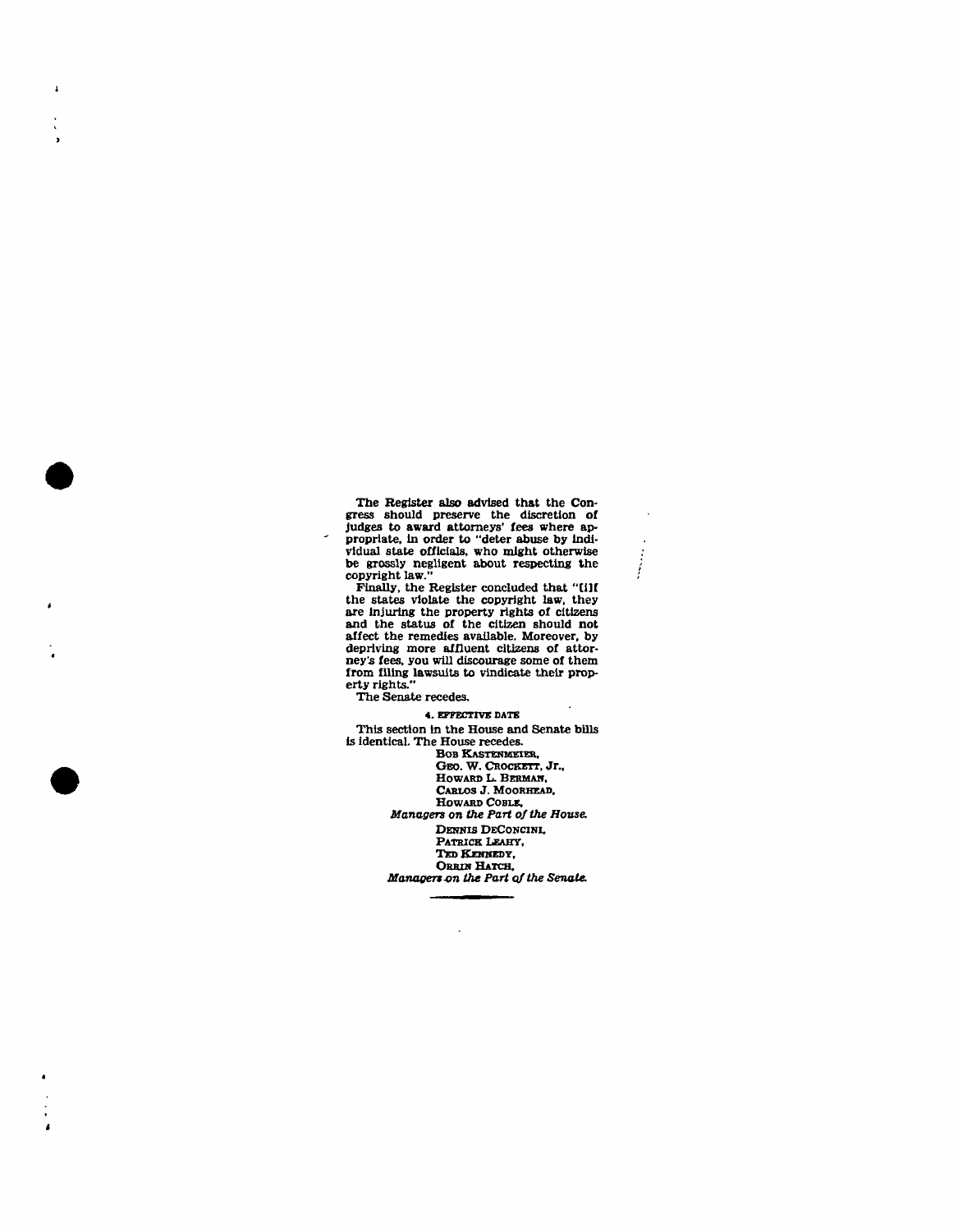The Register also advised that the Congress should preserve the discretion of judges to award attorneys' fees where appropriate, in order to "deter abuse by individual state officials, who might otherwise be grossly negligent about respecting the copyright law."

Finally, the Register concluded that "[i]f the states violate the copyright law, they are injuring the property rights of citizens and the status of the citizen should not affect the remedies available. Moreover, by depriving more affluent citizens of attorney's fees, you will discourage some of them from filing lawsuits to vindicate their property rights."

The Senate recedes.

### 4. EFFECTIVE DATE

This section in the House and Senate bills is identical. The House recedes.

BOB KASTENMEIER,
GEO. W. CROCKETT, Jr.,
HOWARD L. BERMAN,
CARLOS J. MOORHEAD,
HOWARD COBLE,

*Managers on the Part of the House.*

DENNIS DECONCINI,
PATRICK LEAHY,
TED KENNEDY,
ORRIN HATCH,

*Managers on the Part of the Senate.*